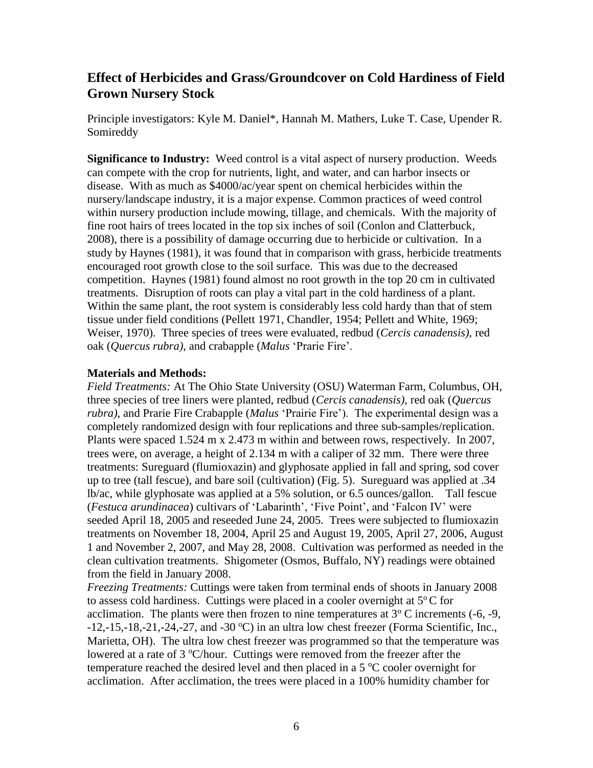## Effect of Herbicides and Grass/Groundcover on Cold Hardiness of Field Grown Nursery Stock

Principle investigators: Kyle M. Daniel*, Hannah M. Mathers, Luke T. Case, Upender R. Somireddy

**Significance to Industry:** Weed control is a vital aspect of nursery production. Weeds can compete with the crop for nutrients, light, and water, and can harbor insects or disease. With as much as $4000/ac/year spent on chemical herbicides within the nursery/landscape industry, it is a major expense. Common practices of weed control within nursery production include mowing, tillage, and chemicals. With the majority of fine root hairs of trees located in the top six inches of soil (Conlon and Clatterbuck, 2008), there is a possibility of damage occurring due to herbicide or cultivation. In a study by Haynes (1981), it was found that in comparison with grass, herbicide treatments encouraged root growth close to the soil surface. This was due to the decreased competition. Haynes (1981) found almost no root growth in the top 20 cm in cultivated treatments. Disruption of roots can play a vital part in the cold hardiness of a plant. Within the same plant, the root system is considerably less cold hardy than that of stem tissue under field conditions (Pellett 1971, Chandler, 1954; Pellett and White, 1969; Weiser, 1970). Three species of trees were evaluated, redbud (*Cercis canadensis)*, red oak (*Quercus rubra),* and crabapple (*Malus* 'Prarie Fire'.

**Materials and Methods:**

*Field Treatments:* At The Ohio State University (OSU) Waterman Farm, Columbus, OH, three species of tree liners were planted, redbud (*Cercis canadensis)*, red oak (*Quercus rubra)*, and Prarie Fire Crabapple (*Malus* 'Prairie Fire'). The experimental design was a completely randomized design with four replications and three sub-samples/replication. Plants were spaced 1.524 m x 2.473 m within and between rows, respectively. In 2007, trees were, on average, a height of 2.134 m with a caliper of 32 mm. There were three treatments: Sureguard (flumioxazin) and glyphosate applied in fall and spring, sod cover up to tree (tall fescue), and bare soil (cultivation) (Fig. 5). Sureguard was applied at .34 lb/ac, while glyphosate was applied at a 5% solution, or 6.5 ounces/gallon. Tall fescue (*Festuca arundinacea*) cultivars of 'Labarinth', 'Five Point', and 'Falcon IV' were seeded April 18, 2005 and reseeded June 24, 2005. Trees were subjected to flumioxazin treatments on November 18, 2004, April 25 and August 19, 2005, April 27, 2006, August 1 and November 2, 2007, and May 28, 2008. Cultivation was performed as needed in the clean cultivation treatments. Shigometer (Osmos, Buffalo, NY) readings were obtained from the field in January 2008.

*Freezing Treatments:* Cuttings were taken from terminal ends of shoots in January 2008 to assess cold hardiness. Cuttings were placed in a cooler overnight at 5$^{o}$ C for acclimation. The plants were then frozen to nine temperatures at 3$^{o}$ C increments (-6, -9, -12,-15,-18,-21,-24,-27, and -30 $^{o}$C) in an ultra low chest freezer (Forma Scientific, Inc., Marietta, OH). The ultra low chest freezer was programmed so that the temperature was lowered at a rate of 3 $^{o}$C/hour. Cuttings were removed from the freezer after the temperature reached the desired level and then placed in a 5 $^{o}$C cooler overnight for acclimation. After acclimation, the trees were placed in a 100% humidity chamber for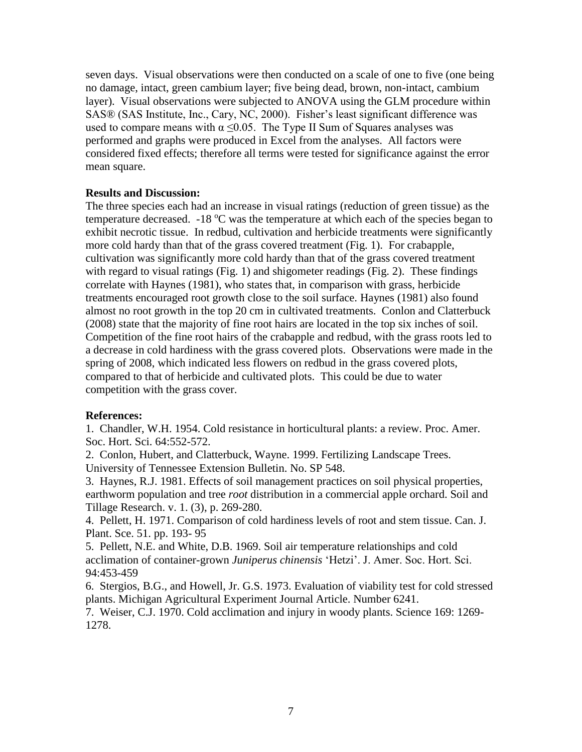seven days. Visual observations were then conducted on a scale of one to five (one being no damage, intact, green cambium layer; five being dead, brown, non-intact, cambium layer). Visual observations were subjected to ANOVA using the GLM procedure within SAS® (SAS Institute, Inc., Cary, NC, 2000). Fisher's least significant difference was used to compare means with $\alpha \leq 0.05$. The Type II Sum of Squares analyses was performed and graphs were produced in Excel from the analyses. All factors were considered fixed effects; therefore all terms were tested for significance against the error mean square.

**Results and Discussion:**

The three species each had an increase in visual ratings (reduction of green tissue) as the temperature decreased. -18 $^{o}$C was the temperature at which each of the species began to exhibit necrotic tissue. In redbud, cultivation and herbicide treatments were significantly more cold hardy than that of the grass covered treatment (Fig. 1). For crabapple, cultivation was significantly more cold hardy than that of the grass covered treatment with regard to visual ratings (Fig. 1) and shigometer readings (Fig. 2). These findings correlate with Haynes (1981), who states that, in comparison with grass, herbicide treatments encouraged root growth close to the soil surface. Haynes (1981) also found almost no root growth in the top 20 cm in cultivated treatments. Conlon and Clatterbuck (2008) state that the majority of fine root hairs are located in the top six inches of soil. Competition of the fine root hairs of the crabapple and redbud, with the grass roots led to a decrease in cold hardiness with the grass covered plots. Observations were made in the spring of 2008, which indicated less flowers on redbud in the grass covered plots, compared to that of herbicide and cultivated plots. This could be due to water competition with the grass cover.

**References:**

1. Chandler, W.H. 1954. Cold resistance in horticultural plants: a review. Proc. Amer. Soc. Hort. Sci. 64:552-572.
2. Conlon, Hubert, and Clatterbuck, Wayne. 1999. Fertilizing Landscape Trees. University of Tennessee Extension Bulletin. No. SP 548.
3. Haynes, R.J. 1981. Effects of soil management practices on soil physical properties, earthworm population and tree *root* distribution in a commercial apple orchard. Soil and Tillage Research. v. 1. (3), p. 269-280.
4. Pellett, H. 1971. Comparison of cold hardiness levels of root and stem tissue. Can. J. Plant. Sce. 51. pp. 193- 95
5. Pellett, N.E. and White, D.B. 1969. Soil air temperature relationships and cold acclimation of container-grown *Juniperus chinensis* 'Hetzi'. J. Amer. Soc. Hort. Sci. 94:453-459
6. Stergios, B.G., and Howell, Jr. G.S. 1973. Evaluation of viability test for cold stressed plants. Michigan Agricultural Experiment Journal Article. Number 6241.
7. Weiser, C.J. 1970. Cold acclimation and injury in woody plants. Science 169: 1269-1278.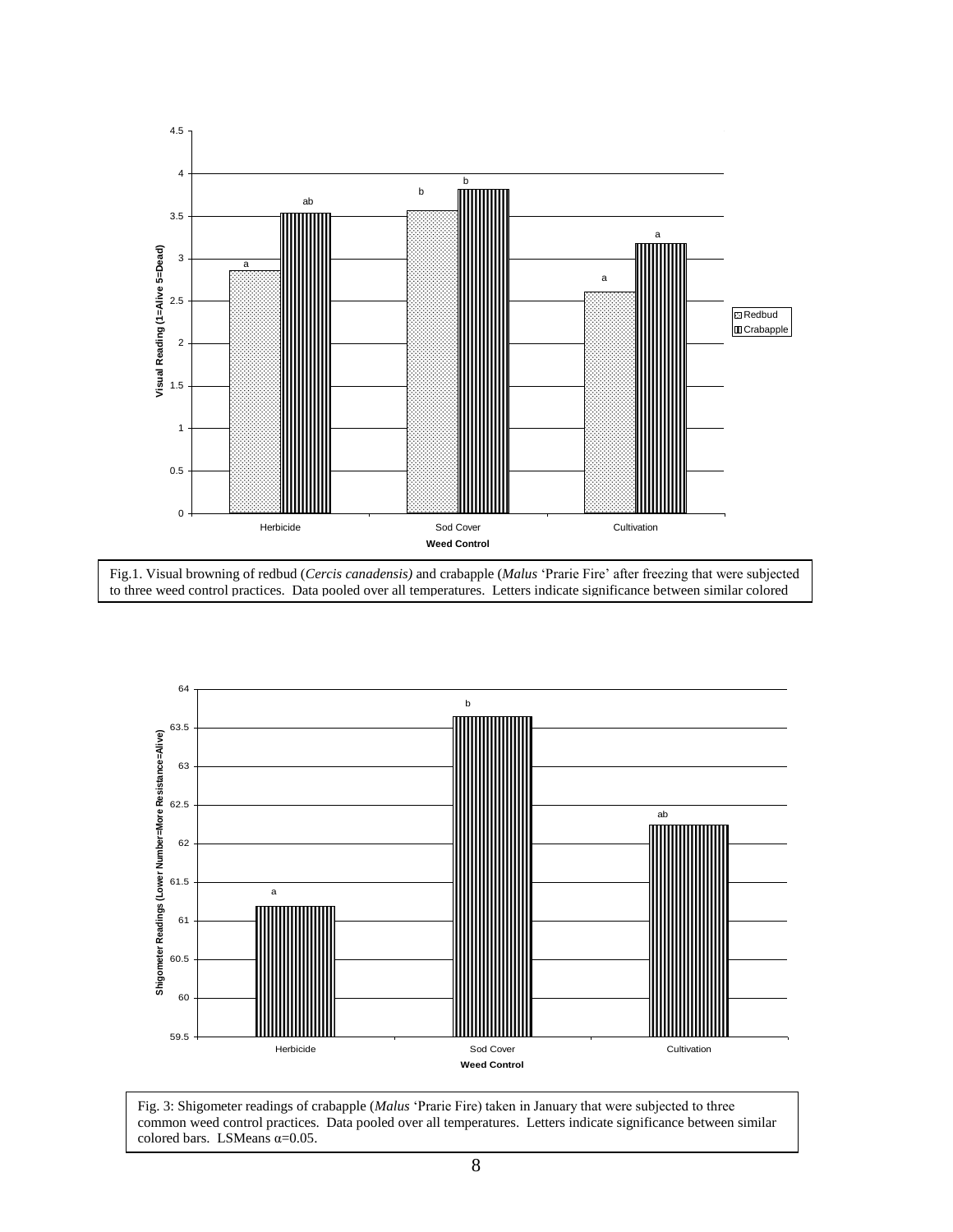4.5

4

3.5

3

2.5

2

1.5

1

0.5

0

Visual Reading (1=Alive 5=Dead)

a

ab

b

b

a

a

Redbud

Crabapple

Herbicide

Sod Cover

Cultivation

Weed Control

Fig.1. Visual browning of redbud (*Cercis canadensis)* and crabapple (*Malus* 'Prarie Fire' after freezing that were subjected to three weed control practices. Data pooled over all temperatures. Letters indicate significance between similar colored

64

63.5

63

62.5

62

61.5

61

60.5

60

59.5

Shigometer Readings (Lower Number=More Resistance=Alive)

b

ab

a

Herbicide

Sod Cover

Cultivation

Weed Control

Fig. 3: Shigometer readings of crabapple (*Malus* 'Prarie Fire) taken in January that were subjected to three common weed control practices. Data pooled over all temperatures. Letters indicate significance between similar colored bars. LSMeans $\alpha$=0.05.